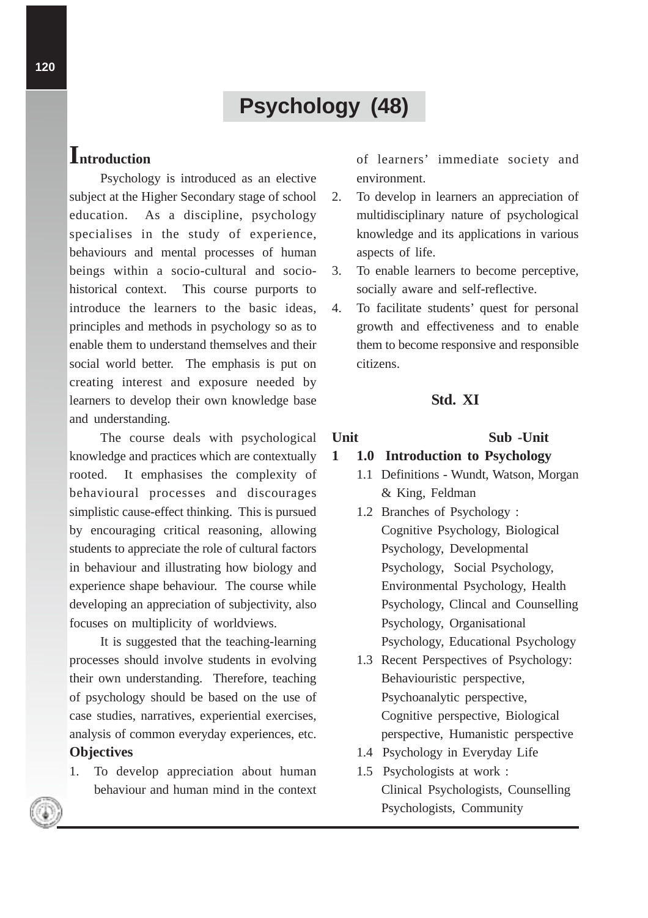# Psychology (48)

## Introduction

Psychology is introduced as an elective subject at the Higher Secondary stage of school education. As a discipline, psychology specialises in the study of experience, behaviours and mental processes of human beings within a socio-cultural and socio-historical context. This course purports to introduce the learners to the basic ideas, principles and methods in psychology so as to enable them to understand themselves and their social world better. The emphasis is put on creating interest and exposure needed by learners to develop their own knowledge base and understanding.

The course deals with psychological knowledge and practices which are contextually rooted. It emphasises the complexity of behavioural processes and discourages simplistic cause-effect thinking. This is pursued by encouraging critical reasoning, allowing students to appreciate the role of cultural factors in behaviour and illustrating how biology and experience shape behaviour. The course while developing an appreciation of subjectivity, also focuses on multiplicity of worldviews.

It is suggested that the teaching-learning processes should involve students in evolving their own understanding. Therefore, teaching of psychology should be based on the use of case studies, narratives, experiential exercises, analysis of common everyday experiences, etc.

**Objectives**

1. To develop appreciation about human behaviour and human mind in the context of learners' immediate society and environment.
2. To develop in learners an appreciation of multidisciplinary nature of psychological knowledge and its applications in various aspects of life.
3. To enable learners to become perceptive, socially aware and self-reflective.
4. To facilitate students' quest for personal growth and effectiveness and to enable them to become responsive and responsible citizens.

### Std. XI

**Unit** | **Sub -Unit**

**1 1.0 Introduction to Psychology**

- 1.1 Definitions - Wundt, Watson, Morgan & King, Feldman
- 1.2 Branches of Psychology : Cognitive Psychology, Biological Psychology, Developmental Psychology, Social Psychology, Environmental Psychology, Health Psychology, Clincal and Counselling Psychology, Organisational Psychology, Educational Psychology
- 1.3 Recent Perspectives of Psychology: Behaviouristic perspective, Psychoanalytic perspective, Cognitive perspective, Biological perspective, Humanistic perspective
- 1.4 Psychology in Everyday Life
- 1.5 Psychologists at work : Clinical Psychologists, Counselling Psychologists, Community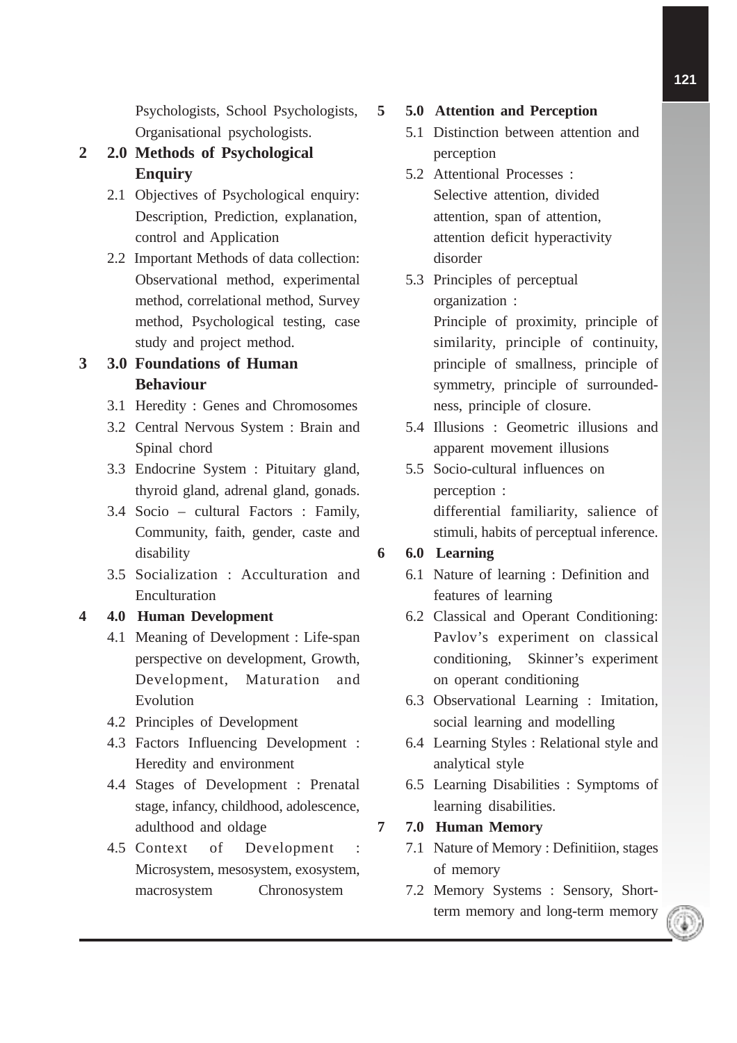Psychologists, School Psychologists, Organisational psychologists.

**2 2.0 Methods of Psychological Enquiry**

- 2.1 Objectives of Psychological enquiry: Description, Prediction, explanation, control and Application
- 2.2 Important Methods of data collection: Observational method, experimental method, correlational method, Survey method, Psychological testing, case study and project method.

**3 3.0 Foundations of Human Behaviour**

- 3.1 Heredity : Genes and Chromosomes
- 3.2 Central Nervous System : Brain and Spinal chord
- 3.3 Endocrine System : Pituitary gland, thyroid gland, adrenal gland, gonads.
- 3.4 Socio – cultural Factors : Family, Community, faith, gender, caste and disability
- 3.5 Socialization : Acculturation and Enculturation

**4 4.0 Human Development**

- 4.1 Meaning of Development : Life-span perspective on development, Growth, Development, Maturation and Evolution
- 4.2 Principles of Development
- 4.3 Factors Influencing Development : Heredity and environment
- 4.4 Stages of Development : Prenatal stage, infancy, childhood, adolescence, adulthood and oldage
- 4.5 Context of Development : Microsystem, mesosystem, exosystem, macrosystem Chronosystem

**5 5.0 Attention and Perception**

- 5.1 Distinction between attention and perception
- 5.2 Attentional Processes : Selective attention, divided attention, span of attention, attention deficit hyperactivity disorder
- 5.3 Principles of perceptual organization : Principle of proximity, principle of similarity, principle of continuity, principle of smallness, principle of symmetry, principle of surroundedness, principle of closure.
- 5.4 Illusions : Geometric illusions and apparent movement illusions
- 5.5 Socio-cultural influences on perception : differential familiarity, salience of stimuli, habits of perceptual inference.

**6 6.0 Learning**

- 6.1 Nature of learning : Definition and features of learning
- 6.2 Classical and Operant Conditioning: Pavlov's experiment on classical conditioning, Skinner's experiment on operant conditioning
- 6.3 Observational Learning : Imitation, social learning and modelling
- 6.4 Learning Styles : Relational style and analytical style
- 6.5 Learning Disabilities : Symptoms of learning disabilities.

**7 7.0 Human Memory**

- 7.1 Nature of Memory : Definitiion, stages of memory
- 7.2 Memory Systems : Sensory, Short-term memory and long-term memory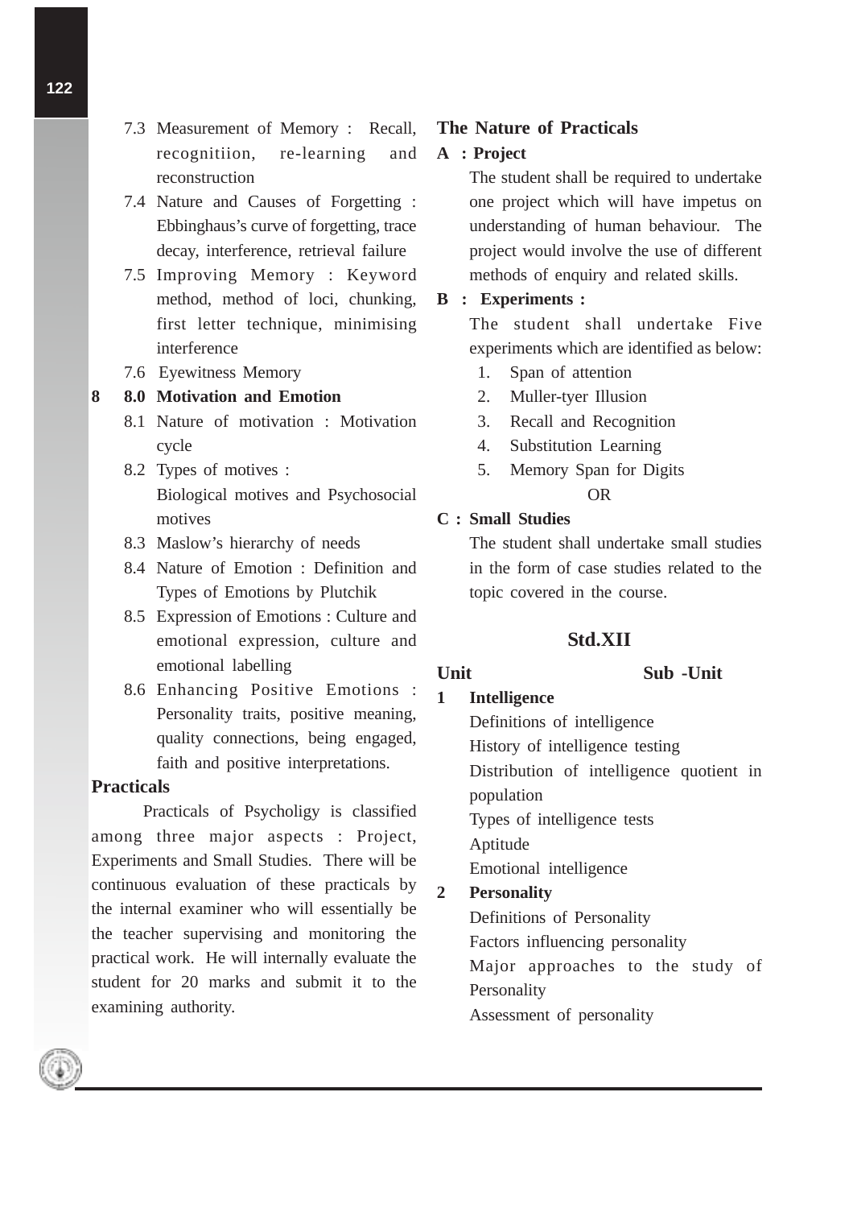7.3 Measurement of Memory : Recall, recognitiion, re-learning and reconstruction

7.4 Nature and Causes of Forgetting : Ebbinghaus's curve of forgetting, trace decay, interference, retrieval failure

7.5 Improving Memory : Keyword method, method of loci, chunking, first letter technique, minimising interference

7.6 Eyewitness Memory

**8 8.0 Motivation and Emotion**

8.1 Nature of motivation : Motivation cycle

8.2 Types of motives :
Biological motives and Psychosocial motives

8.3 Maslow's hierarchy of needs

8.4 Nature of Emotion : Definition and Types of Emotions by Plutchik

8.5 Expression of Emotions : Culture and emotional expression, culture and emotional labelling

8.6 Enhancing Positive Emotions : Personality traits, positive meaning, quality connections, being engaged, faith and positive interpretations.

## Practicals

Practicals of Psycholigy is classified among three major aspects : Project, Experiments and Small Studies. There will be continuous evaluation of these practicals by the internal examiner who will essentially be the teacher supervising and monitoring the practical work. He will internally evaluate the student for 20 marks and submit it to the examining authority.

## The Nature of Practicals

**A : Project**

The student shall be required to undertake one project which will have impetus on understanding of human behaviour. The project would involve the use of different methods of enquiry and related skills.

**B : Experiments :**

The student shall undertake Five experiments which are identified as below:

1. Span of attention
2. Muller-tyer Illusion
3. Recall and Recognition
4. Substitution Learning
5. Memory Span for Digits

OR

**C : Small Studies**

The student shall undertake small studies in the form of case studies related to the topic covered in the course.

## Std.XII

**Unit** **Sub -Unit**

**1 Intelligence**

Definitions of intelligence

History of intelligence testing

Distribution of intelligence quotient in population

Types of intelligence tests

Aptitude

Emotional intelligence

**2 Personality**

Definitions of Personality

Factors influencing personality

Major approaches to the study of Personality

Assessment of personality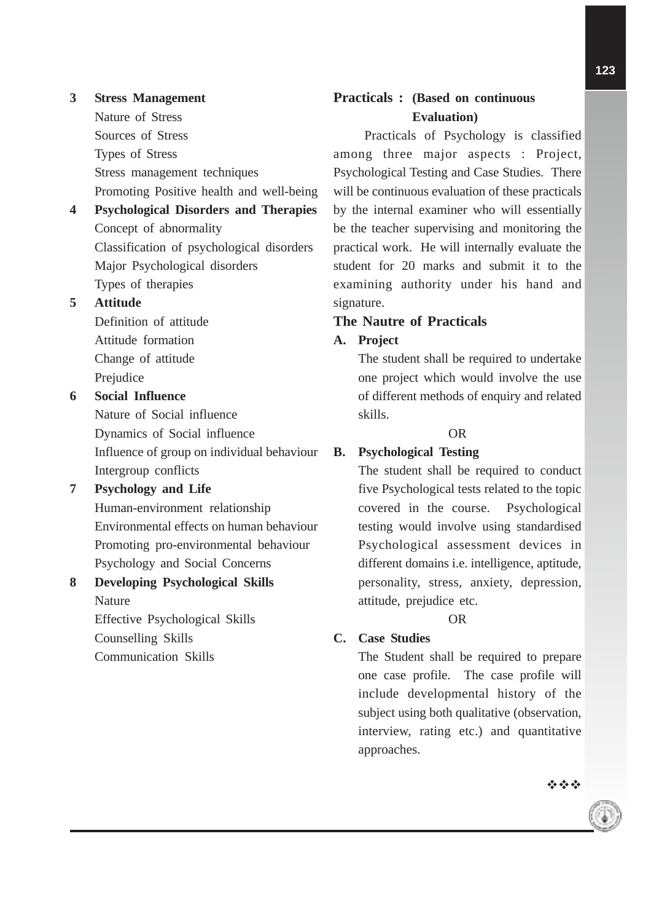**3 Stress Management**

- Nature of Stress
- Sources of Stress
- Types of Stress
- Stress management techniques
- Promoting Positive health and well-being

**4 Psychological Disorders and Therapies**

- Concept of abnormality
- Classification of psychological disorders
- Major Psychological disorders
- Types of therapies

**5 Attitude**

- Definition of attitude
- Attitude formation
- Change of attitude
- Prejudice

**6 Social Influence**

- Nature of Social influence
- Dynamics of Social influence
- Influence of group on individual behaviour
- Intergroup conflicts

**7 Psychology and Life**

- Human-environment relationship
- Environmental effects on human behaviour
- Promoting pro-environmental behaviour
- Psychology and Social Concerns

**8 Developing Psychological Skills**

- Nature
- Effective Psychological Skills
- Counselling Skills
- Communication Skills

## Practicals : (Based on continuous Evaluation)

Practicals of Psychology is classified among three major aspects : Project, Psychological Testing and Case Studies. There will be continuous evaluation of these practicals by the internal examiner who will essentially be the teacher supervising and monitoring the practical work. He will internally evaluate the student for 20 marks and submit it to the examining authority under his hand and signature.

### The Nautre of Practicals

**A. Project**

The student shall be required to undertake one project which would involve the use of different methods of enquiry and related skills.

OR

**B. Psychological Testing**

The student shall be required to conduct five Psychological tests related to the topic covered in the course. Psychological testing would involve using standardised Psychological assessment devices in different domains i.e. intelligence, aptitude, personality, stress, anxiety, depression, attitude, prejudice etc.

OR

**C. Case Studies**

The Student shall be required to prepare one case profile. The case profile will include developmental history of the subject using both qualitative (observation, interview, rating etc.) and quantitative approaches.

❖❖❖